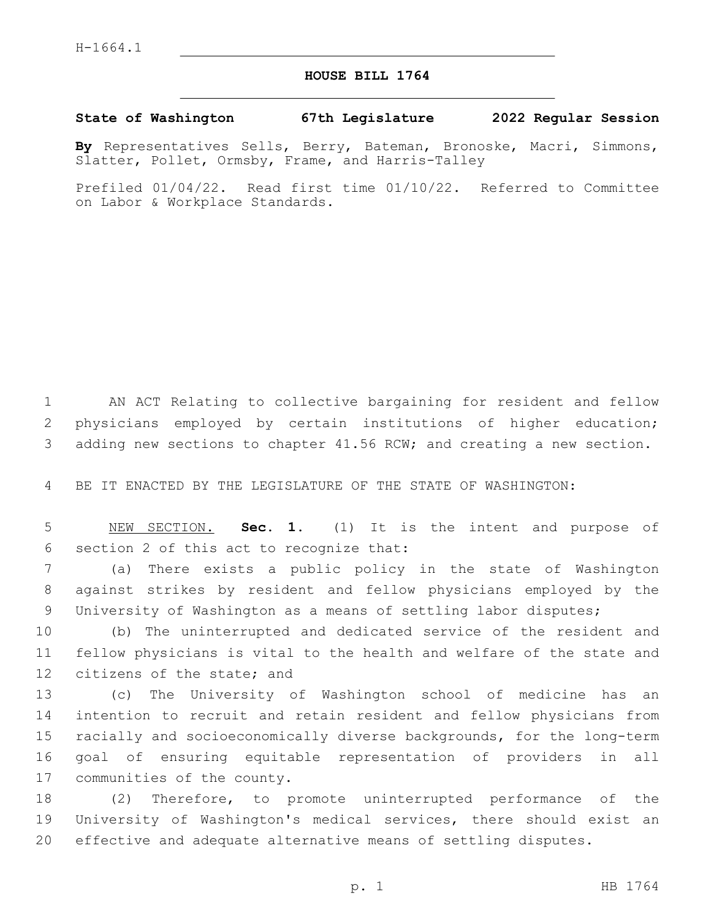H-1664.1

# HOUSE BILL 1764

**State of Washington 67th Legislature 2022 Regular Session**

**By** Representatives Sells, Berry, Bateman, Bronoske, Macri, Simmons, Slatter, Pollet, Ormsby, Frame, and Harris-Talley

Prefiled 01/04/22. Read first time 01/10/22. Referred to Committee on Labor & Workplace Standards.

AN ACT Relating to collective bargaining for resident and fellow physicians employed by certain institutions of higher education; adding new sections to chapter 41.56 RCW; and creating a new section.

BE IT ENACTED BY THE LEGISLATURE OF THE STATE OF WASHINGTON:

NEW SECTION. **Sec. 1.** (1) It is the intent and purpose of section 2 of this act to recognize that:

(a) There exists a public policy in the state of Washington against strikes by resident and fellow physicians employed by the University of Washington as a means of settling labor disputes;

(b) The uninterrupted and dedicated service of the resident and fellow physicians is vital to the health and welfare of the state and citizens of the state; and

(c) The University of Washington school of medicine has an intention to recruit and retain resident and fellow physicians from racially and socioeconomically diverse backgrounds, for the long-term goal of ensuring equitable representation of providers in all communities of the county.

(2) Therefore, to promote uninterrupted performance of the University of Washington's medical services, there should exist an effective and adequate alternative means of settling disputes.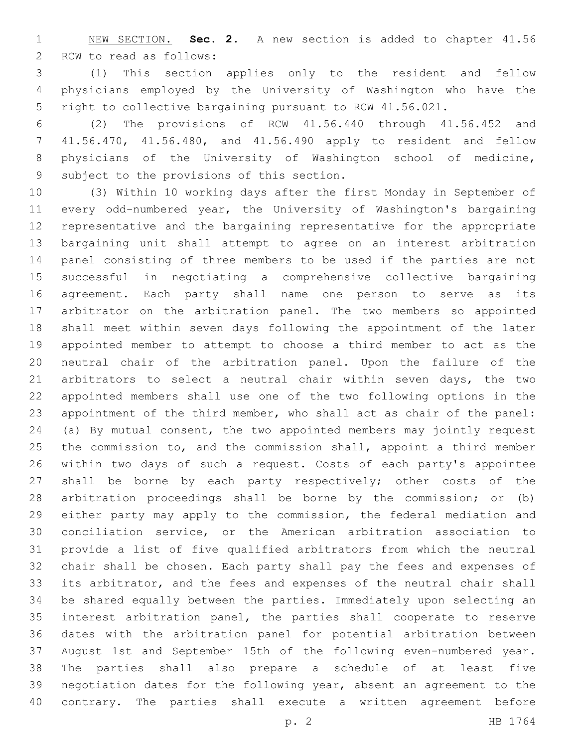NEW SECTION. **Sec. 2.** A new section is added to chapter 41.56 RCW to read as follows:

(1) This section applies only to the resident and fellow physicians employed by the University of Washington who have the right to collective bargaining pursuant to RCW 41.56.021.

(2) The provisions of RCW 41.56.440 through 41.56.452 and 41.56.470, 41.56.480, and 41.56.490 apply to resident and fellow physicians of the University of Washington school of medicine, subject to the provisions of this section.

(3) Within 10 working days after the first Monday in September of every odd-numbered year, the University of Washington's bargaining representative and the bargaining representative for the appropriate bargaining unit shall attempt to agree on an interest arbitration panel consisting of three members to be used if the parties are not successful in negotiating a comprehensive collective bargaining agreement. Each party shall name one person to serve as its arbitrator on the arbitration panel. The two members so appointed shall meet within seven days following the appointment of the later appointed member to attempt to choose a third member to act as the neutral chair of the arbitration panel. Upon the failure of the arbitrators to select a neutral chair within seven days, the two appointed members shall use one of the two following options in the appointment of the third member, who shall act as chair of the panel: (a) By mutual consent, the two appointed members may jointly request the commission to, and the commission shall, appoint a third member within two days of such a request. Costs of each party's appointee shall be borne by each party respectively; other costs of the arbitration proceedings shall be borne by the commission; or (b) either party may apply to the commission, the federal mediation and conciliation service, or the American arbitration association to provide a list of five qualified arbitrators from which the neutral chair shall be chosen. Each party shall pay the fees and expenses of its arbitrator, and the fees and expenses of the neutral chair shall be shared equally between the parties. Immediately upon selecting an interest arbitration panel, the parties shall cooperate to reserve dates with the arbitration panel for potential arbitration between August 1st and September 15th of the following even-numbered year. The parties shall also prepare a schedule of at least five negotiation dates for the following year, absent an agreement to the contrary. The parties shall execute a written agreement before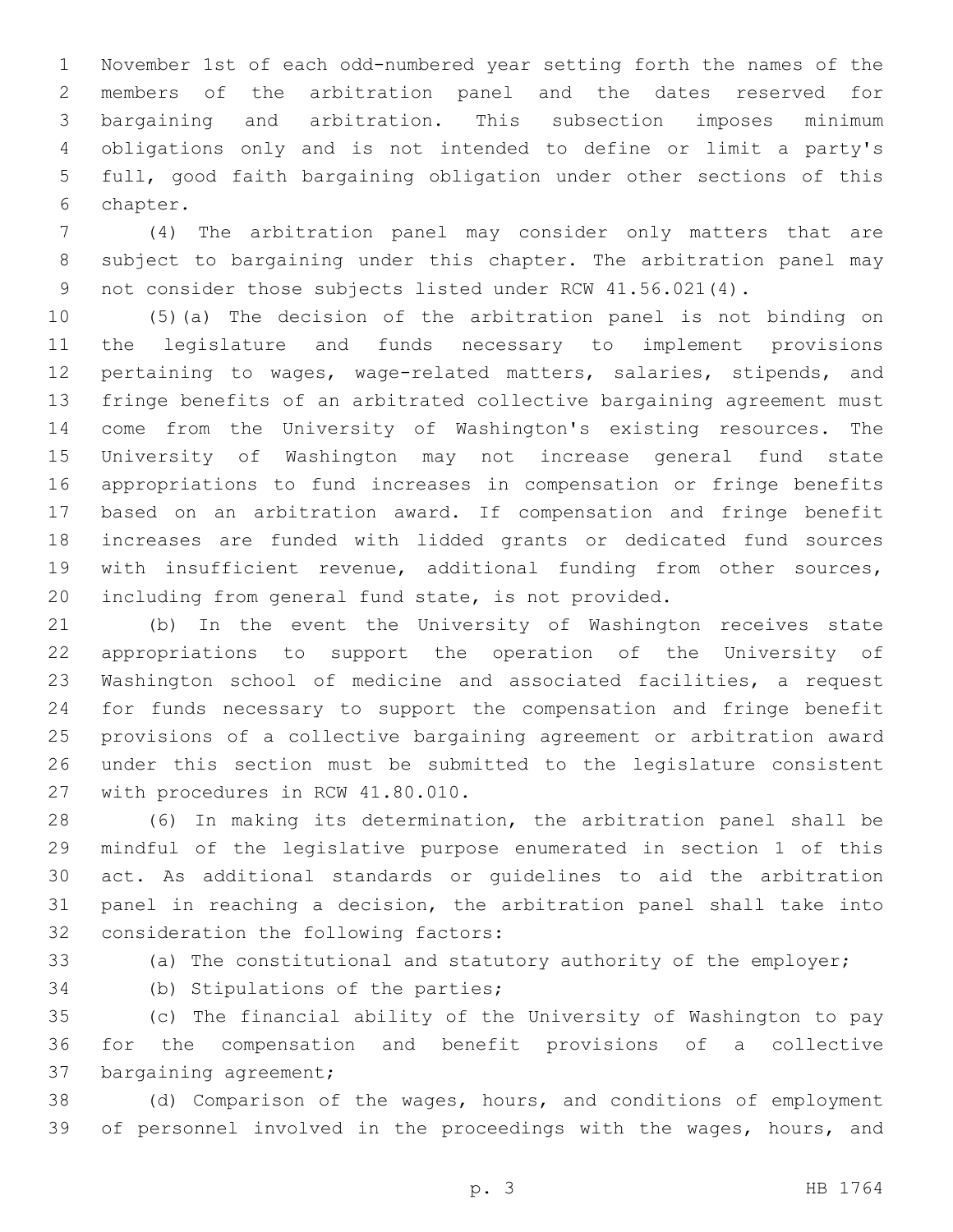November 1st of each odd-numbered year setting forth the names of the members of the arbitration panel and the dates reserved for bargaining and arbitration. This subsection imposes minimum obligations only and is not intended to define or limit a party's full, good faith bargaining obligation under other sections of this chapter.

(4) The arbitration panel may consider only matters that are subject to bargaining under this chapter. The arbitration panel may not consider those subjects listed under RCW 41.56.021(4).

(5)(a) The decision of the arbitration panel is not binding on the legislature and funds necessary to implement provisions pertaining to wages, wage-related matters, salaries, stipends, and fringe benefits of an arbitrated collective bargaining agreement must come from the University of Washington's existing resources. The University of Washington may not increase general fund state appropriations to fund increases in compensation or fringe benefits based on an arbitration award. If compensation and fringe benefit increases are funded with lidded grants or dedicated fund sources with insufficient revenue, additional funding from other sources, including from general fund state, is not provided.

(b) In the event the University of Washington receives state appropriations to support the operation of the University of Washington school of medicine and associated facilities, a request for funds necessary to support the compensation and fringe benefit provisions of a collective bargaining agreement or arbitration award under this section must be submitted to the legislature consistent with procedures in RCW 41.80.010.

(6) In making its determination, the arbitration panel shall be mindful of the legislative purpose enumerated in section 1 of this act. As additional standards or guidelines to aid the arbitration panel in reaching a decision, the arbitration panel shall take into consideration the following factors:

(a) The constitutional and statutory authority of the employer;

(b) Stipulations of the parties;

(c) The financial ability of the University of Washington to pay for the compensation and benefit provisions of a collective bargaining agreement;

(d) Comparison of the wages, hours, and conditions of employment of personnel involved in the proceedings with the wages, hours, and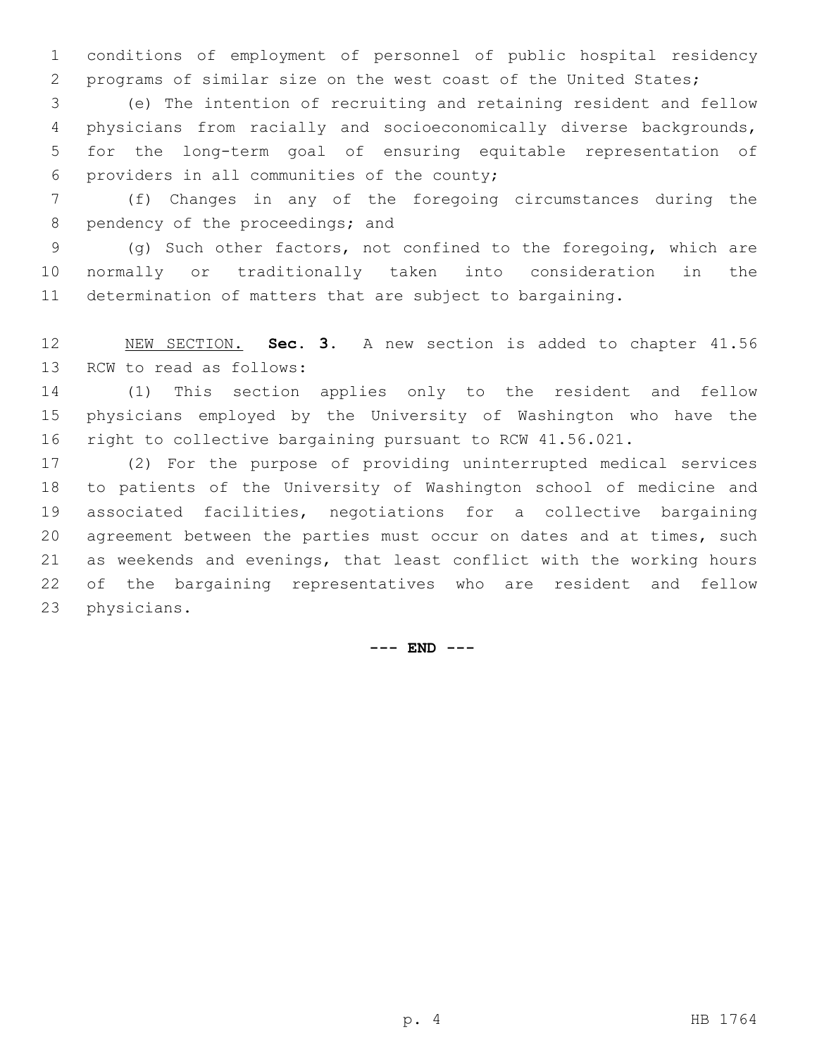conditions of employment of personnel of public hospital residency programs of similar size on the west coast of the United States;

(e) The intention of recruiting and retaining resident and fellow physicians from racially and socioeconomically diverse backgrounds, for the long-term goal of ensuring equitable representation of providers in all communities of the county;

(f) Changes in any of the foregoing circumstances during the pendency of the proceedings; and

(g) Such other factors, not confined to the foregoing, which are normally or traditionally taken into consideration in the determination of matters that are subject to bargaining.

NEW SECTION. **Sec. 3.** A new section is added to chapter 41.56 RCW to read as follows:

(1) This section applies only to the resident and fellow physicians employed by the University of Washington who have the right to collective bargaining pursuant to RCW 41.56.021.

(2) For the purpose of providing uninterrupted medical services to patients of the University of Washington school of medicine and associated facilities, negotiations for a collective bargaining agreement between the parties must occur on dates and at times, such as weekends and evenings, that least conflict with the working hours of the bargaining representatives who are resident and fellow physicians.

**--- END ---**